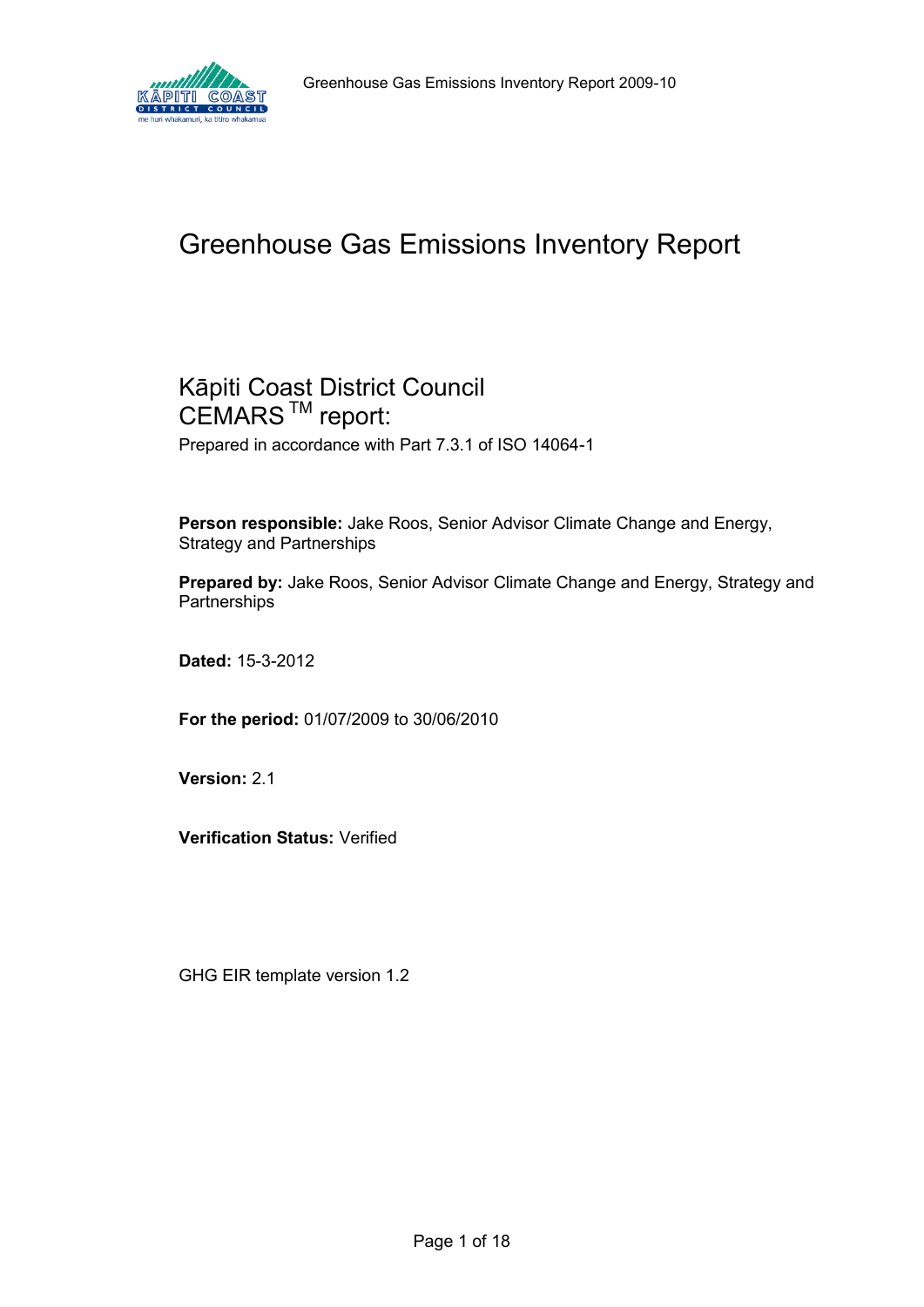# Greenhouse Gas Emissions Inventory Report

## Kāpiti Coast District Council CEMARS™ report:

Prepared in accordance with Part 7.3.1 of ISO 14064-1

**Person responsible:** Jake Roos, Senior Advisor Climate Change and Energy, Strategy and Partnerships

**Prepared by:** Jake Roos, Senior Advisor Climate Change and Energy, Strategy and Partnerships

**Dated:** 15-3-2012

**For the period:** 01/07/2009 to 30/06/2010

**Version:** 2.1

**Verification Status:** Verified

GHG EIR template version 1.2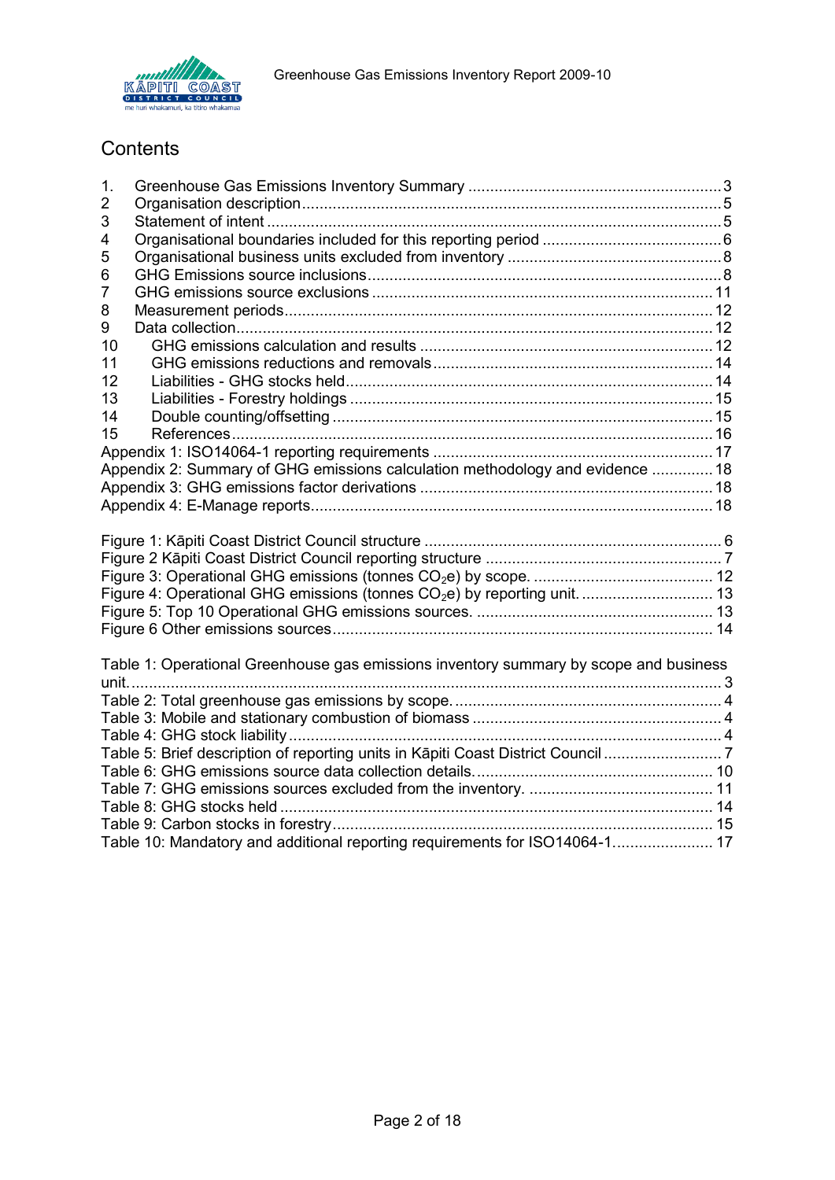# Contents

1. Greenhouse Gas Emissions Inventory Summary ... 3
2 Organisation description ... 5
3 Statement of intent ... 5
4 Organisational boundaries included for this reporting period ... 6
5 Organisational business units excluded from inventory ... 8
6 GHG Emissions source inclusions ... 8
7 GHG emissions source exclusions ... 11
8 Measurement periods ... 12
9 Data collection ... 12
10 GHG emissions calculation and results ... 12
11 GHG emissions reductions and removals ... 14
12 Liabilities - GHG stocks held ... 14
13 Liabilities - Forestry holdings ... 15
14 Double counting/offsetting ... 15
15 References ... 16

Appendix 1: ISO14064-1 reporting requirements ... 17
Appendix 2: Summary of GHG emissions calculation methodology and evidence ... 18
Appendix 3: GHG emissions factor derivations ... 18
Appendix 4: E-Manage reports ... 18

Figure 1: Kāpiti Coast District Council structure ... 6
Figure 2 Kāpiti Coast District Council reporting structure ... 7
Figure 3: Operational GHG emissions (tonnes $CO_2$e) by scope. ... 12
Figure 4: Operational GHG emissions (tonnes $CO_2$e) by reporting unit. ... 13
Figure 5: Top 10 Operational GHG emissions sources. ... 13
Figure 6 Other emissions sources ... 14

Table 1: Operational Greenhouse gas emissions inventory summary by scope and business unit. ... 3
Table 2: Total greenhouse gas emissions by scope. ... 4
Table 3: Mobile and stationary combustion of biomass ... 4
Table 4: GHG stock liability ... 4
Table 5: Brief description of reporting units in Kāpiti Coast District Council ... 7
Table 6: GHG emissions source data collection details. ... 10
Table 7: GHG emissions sources excluded from the inventory. ... 11
Table 8: GHG stocks held ... 14
Table 9: Carbon stocks in forestry ... 15
Table 10: Mandatory and additional reporting requirements for ISO14064-1 ... 17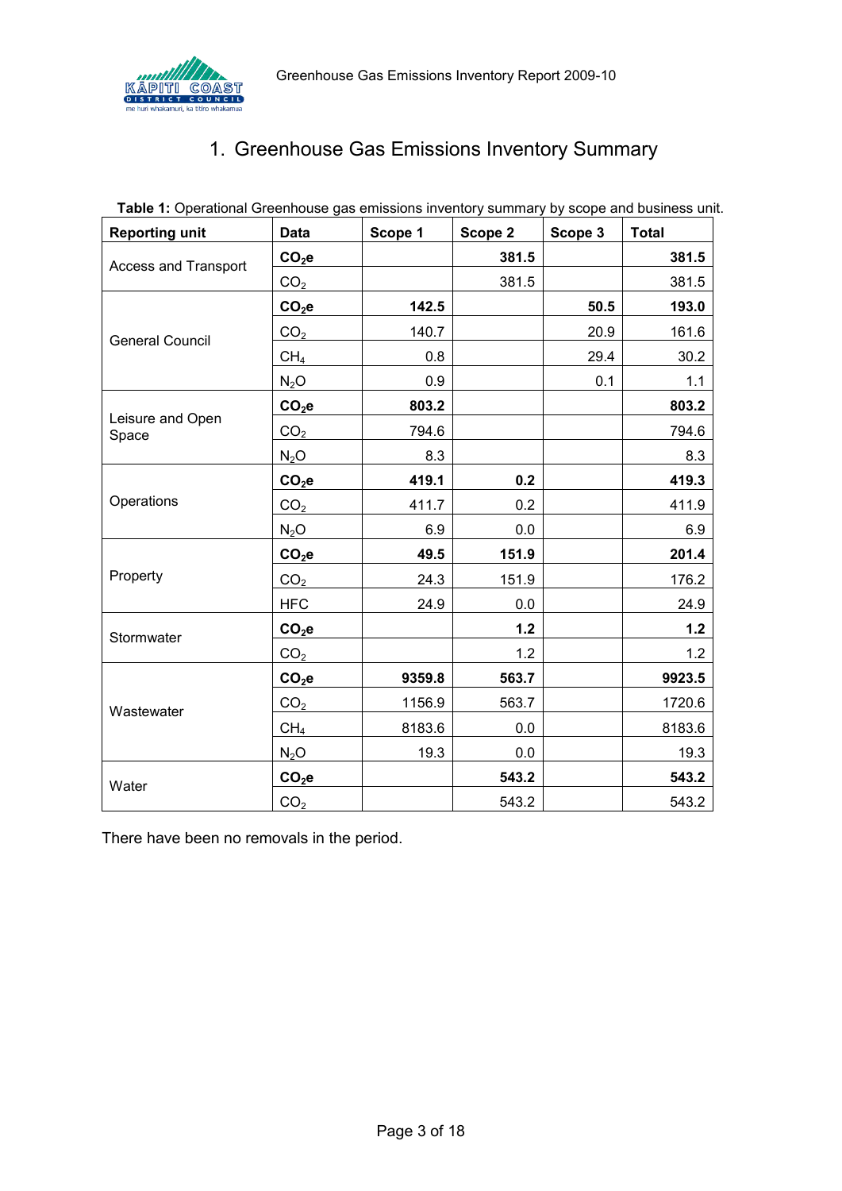# 1. Greenhouse Gas Emissions Inventory Summary

**Table 1:** Operational Greenhouse gas emissions inventory summary by scope and business unit.

| Reporting unit | Data | Scope 1 | Scope 2 | Scope 3 | Total |
|---|---|---|---|---|---|
| Access and Transport | **$CO_2e$** | | **381.5** | | **381.5** |
| | $CO_2$ | | 381.5 | | 381.5 |
| General Council | **$CO_2e$** | **142.5** | | **50.5** | **193.0** |
| | $CO_2$ | 140.7 | | 20.9 | 161.6 |
| | $CH_4$ | 0.8 | | 29.4 | 30.2 |
| | $N_2O$ | 0.9 | | 0.1 | 1.1 |
| Leisure and Open Space | **$CO_2e$** | **803.2** | | | **803.2** |
| | $CO_2$ | 794.6 | | | 794.6 |
| | $N_2O$ | 8.3 | | | 8.3 |
| Operations | **$CO_2e$** | **419.1** | **0.2** | | **419.3** |
| | $CO_2$ | 411.7 | 0.2 | | 411.9 |
| | $N_2O$ | 6.9 | 0.0 | | 6.9 |
| Property | **$CO_2e$** | **49.5** | **151.9** | | **201.4** |
| | $CO_2$ | 24.3 | 151.9 | | 176.2 |
| | HFC | 24.9 | 0.0 | | 24.9 |
| Stormwater | **$CO_2e$** | | **1.2** | | **1.2** |
| | $CO_2$ | | 1.2 | | 1.2 |
| Wastewater | **$CO_2e$** | **9359.8** | **563.7** | | **9923.5** |
| | $CO_2$ | 1156.9 | 563.7 | | 1720.6 |
| | $CH_4$ | 8183.6 | 0.0 | | 8183.6 |
| | $N_2O$ | 19.3 | 0.0 | | 19.3 |
| Water | **$CO_2e$** | | **543.2** | | **543.2** |
| | $CO_2$ | | 543.2 | | 543.2 |

There have been no removals in the period.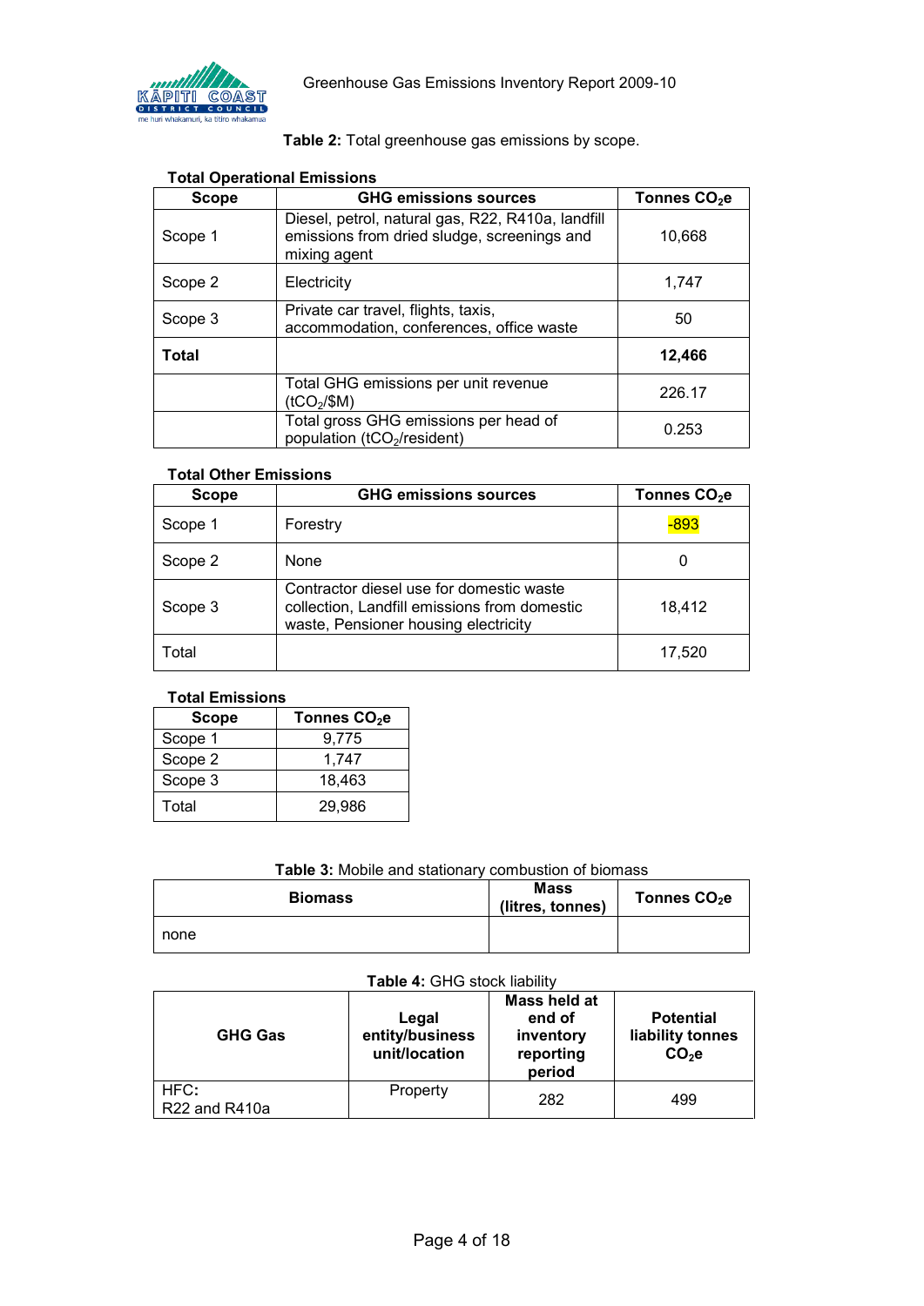**Table 2:** Total greenhouse gas emissions by scope.

**Total Operational Emissions**

| Scope | GHG emissions sources | Tonnes $CO_2e$ |
|---|---|---|
| Scope 1 | Diesel, petrol, natural gas, R22, R410a, landfill emissions from dried sludge, screenings and mixing agent | 10,668 |
| Scope 2 | Electricity | 1,747 |
| Scope 3 | Private car travel, flights, taxis, accommodation, conferences, office waste | 50 |
| **Total** | | **12,466** |
| | Total GHG emissions per unit revenue ($tCO_2$/$M) | 226.17 |
| | Total gross GHG emissions per head of population ($tCO_2$/resident) | 0.253 |

**Total Other Emissions**

| Scope | GHG emissions sources | Tonnes $CO_2e$ |
|---|---|---|
| Scope 1 | Forestry | -893 |
| Scope 2 | None | 0 |
| Scope 3 | Contractor diesel use for domestic waste collection, Landfill emissions from domestic waste, Pensioner housing electricity | 18,412 |
| Total | | 17,520 |

**Total Emissions**

| Scope | Tonnes $CO_2e$ |
|---|---|
| Scope 1 | 9,775 |
| Scope 2 | 1,747 |
| Scope 3 | 18,463 |
| Total | 29,986 |

**Table 3:** Mobile and stationary combustion of biomass

| Biomass | Mass (litres, tonnes) | Tonnes $CO_2e$ |
|---|---|---|
| none | | |

**Table 4:** GHG stock liability

| GHG Gas | Legal entity/business unit/location | Mass held at end of inventory reporting period | Potential liability tonnes $CO_2e$ |
|---|---|---|---|
| HFC: R22 and R410a | Property | 282 | 499 |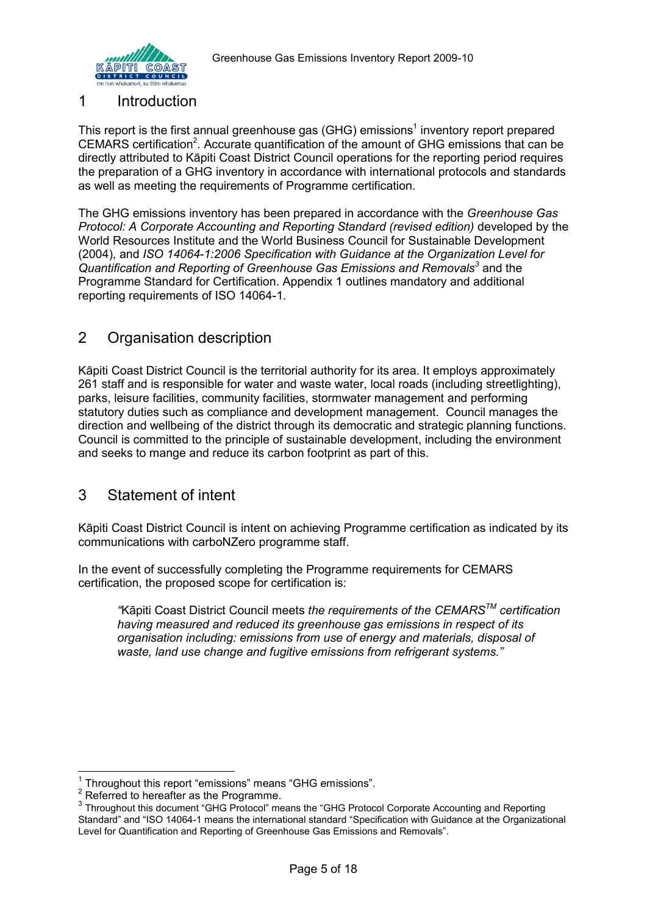# 1 Introduction

This report is the first annual greenhouse gas (GHG) emissions[1] inventory report prepared CEMARS certification[2]. Accurate quantification of the amount of GHG emissions that can be directly attributed to Kāpiti Coast District Council operations for the reporting period requires the preparation of a GHG inventory in accordance with international protocols and standards as well as meeting the requirements of Programme certification.

The GHG emissions inventory has been prepared in accordance with the *Greenhouse Gas Protocol: A Corporate Accounting and Reporting Standard (revised edition)* developed by the World Resources Institute and the World Business Council for Sustainable Development (2004), and *ISO 14064-1:2006 Specification with Guidance at the Organization Level for Quantification and Reporting of Greenhouse Gas Emissions and Removals*[3] and the Programme Standard for Certification. Appendix 1 outlines mandatory and additional reporting requirements of ISO 14064-1.

# 2 Organisation description

Kāpiti Coast District Council is the territorial authority for its area. It employs approximately 261 staff and is responsible for water and waste water, local roads (including streetlighting), parks, leisure facilities, community facilities, stormwater management and performing statutory duties such as compliance and development management. Council manages the direction and wellbeing of the district through its democratic and strategic planning functions. Council is committed to the principle of sustainable development, including the environment and seeks to mange and reduce its carbon footprint as part of this.

# 3 Statement of intent

Kāpiti Coast District Council is intent on achieving Programme certification as indicated by its communications with carboNZero programme staff.

In the event of successfully completing the Programme requirements for CEMARS certification, the proposed scope for certification is:

> *"*Kāpiti Coast District Council meets *the requirements of the CEMARS™ certification having measured and reduced its greenhouse gas emissions in respect of its organisation including: emissions from use of energy and materials, disposal of waste, land use change and fugitive emissions from refrigerant systems."*

---

[1] Throughout this report "emissions" means "GHG emissions".

[2] Referred to hereafter as the Programme.

[3] Throughout this document "GHG Protocol" means the "GHG Protocol Corporate Accounting and Reporting Standard" and "ISO 14064-1 means the international standard "Specification with Guidance at the Organizational Level for Quantification and Reporting of Greenhouse Gas Emissions and Removals".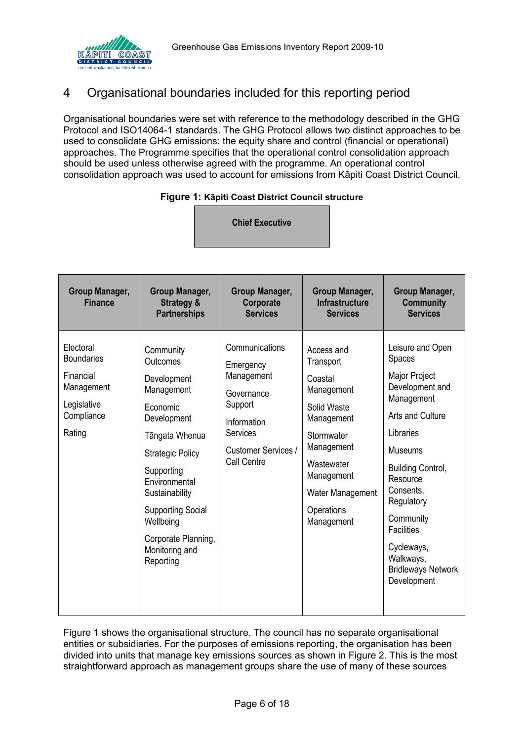# 4 Organisational boundaries included for this reporting period

Organisational boundaries were set with reference to the methodology described in the GHG Protocol and ISO14064-1 standards. The GHG Protocol allows two distinct approaches to be used to consolidate GHG emissions: the equity share and control (financial or operational) approaches. The Programme specifies that the operational control consolidation approach should be used unless otherwise agreed with the programme. An operational control consolidation approach was used to account for emissions from Kāpiti Coast District Council.

**Figure 1: Kāpiti Coast District Council structure**

**Chief Executive**

| Group Manager, Finance | Group Manager, Strategy & Partnerships | Group Manager, Corporate Services | Group Manager, Infrastructure Services | Group Manager, Community Services |
|---|---|---|---|---|
| Electoral Boundaries<br>Financial Management<br>Legislative Compliance<br>Rating | Community Outcomes<br>Development Management<br>Economic Development<br>Tāngata Whenua<br>Strategic Policy<br>Supporting Environmental Sustainability<br>Supporting Social Wellbeing<br>Corporate Planning, Monitoring and Reporting | Communications<br>Emergency Management<br>Governance Support<br>Information Services<br>Customer Services / Call Centre | Access and Transport<br>Coastal Management<br>Solid Waste Management<br>Stormwater Management<br>Wastewater Management<br>Water Management<br>Operations Management | Leisure and Open Spaces<br>Major Project Development and Management<br>Arts and Culture<br>Libraries<br>Museums<br>Building Control, Resource Consents, Regulatory<br>Community Facilities<br>Cycleways, Walkways, Bridleways Network Development |

Figure 1 shows the organisational structure. The council has no separate organisational entities or subsidiaries. For the purposes of emissions reporting, the organisation has been divided into units that manage key emissions sources as shown in Figure 2. This is the most straightforward approach as management groups share the use of many of these sources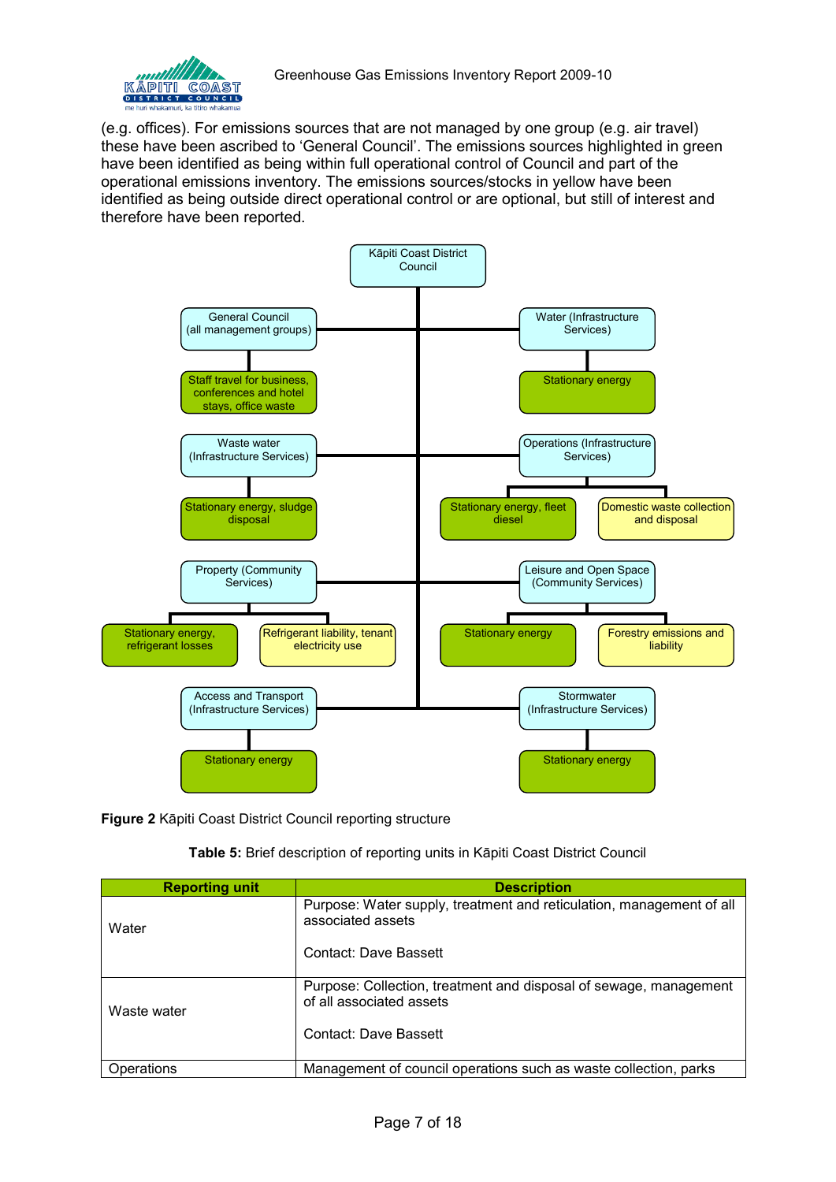(e.g. offices). For emissions sources that are not managed by one group (e.g. air travel) these have been ascribed to 'General Council'. The emissions sources highlighted in green have been identified as being within full operational control of Council and part of the operational emissions inventory. The emissions sources/stocks in yellow have been identified as being outside direct operational control or are optional, but still of interest and therefore have been reported.

- Kāpiti Coast District Council
  - General Council (all management groups)
    - Staff travel for business, conferences and hotel stays, office waste
  - Water (Infrastructure Services)
    - Stationary energy
  - Waste water (Infrastructure Services)
    - Stationary energy, sludge disposal
  - Operations (Infrastructure Services)
    - Stationary energy, fleet diesel
    - Domestic waste collection and disposal
  - Property (Community Services)
    - Stationary energy, refrigerant losses
    - Refrigerant liability, tenant electricity use
  - Leisure and Open Space (Community Services)
    - Stationary energy
    - Forestry emissions and liability
  - Access and Transport (Infrastructure Services)
    - Stationary energy
  - Stormwater (Infrastructure Services)
    - Stationary energy

**Figure 2** Kāpiti Coast District Council reporting structure

**Table 5:** Brief description of reporting units in Kāpiti Coast District Council

| Reporting unit | Description |
|---|---|
| Water | Purpose: Water supply, treatment and reticulation, management of all associated assets<br><br>Contact: Dave Bassett |
| Waste water | Purpose: Collection, treatment and disposal of sewage, management of all associated assets<br><br>Contact: Dave Bassett |
| Operations | Management of council operations such as waste collection, parks |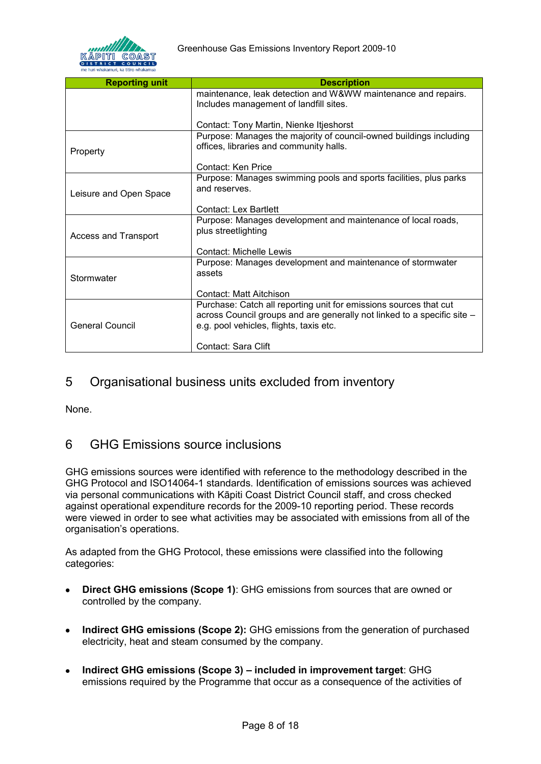| Reporting unit | Description |
|---|---|
| | maintenance, leak detection and W&WW maintenance and repairs. Includes management of landfill sites.<br><br>Contact: Tony Martin, Nienke Itjeshorst |
| Property | Purpose: Manages the majority of council-owned buildings including offices, libraries and community halls.<br><br>Contact: Ken Price |
| Leisure and Open Space | Purpose: Manages swimming pools and sports facilities, plus parks and reserves.<br><br>Contact: Lex Bartlett |
| Access and Transport | Purpose: Manages development and maintenance of local roads, plus streetlighting<br><br>Contact: Michelle Lewis |
| Stormwater | Purpose: Manages development and maintenance of stormwater assets<br><br>Contact: Matt Aitchison |
| General Council | Purchase: Catch all reporting unit for emissions sources that cut across Council groups and are generally not linked to a specific site – e.g. pool vehicles, flights, taxis etc.<br><br>Contact: Sara Clift |

## 5 Organisational business units excluded from inventory

None.

## 6 GHG Emissions source inclusions

GHG emissions sources were identified with reference to the methodology described in the GHG Protocol and ISO14064-1 standards. Identification of emissions sources was achieved via personal communications with Kāpiti Coast District Council staff, and cross checked against operational expenditure records for the 2009-10 reporting period. These records were viewed in order to see what activities may be associated with emissions from all of the organisation's operations.

As adapted from the GHG Protocol, these emissions were classified into the following categories:

- **Direct GHG emissions (Scope 1)**: GHG emissions from sources that are owned or controlled by the company.
- **Indirect GHG emissions (Scope 2):** GHG emissions from the generation of purchased electricity, heat and steam consumed by the company.
- **Indirect GHG emissions (Scope 3) – included in improvement target**: GHG emissions required by the Programme that occur as a consequence of the activities of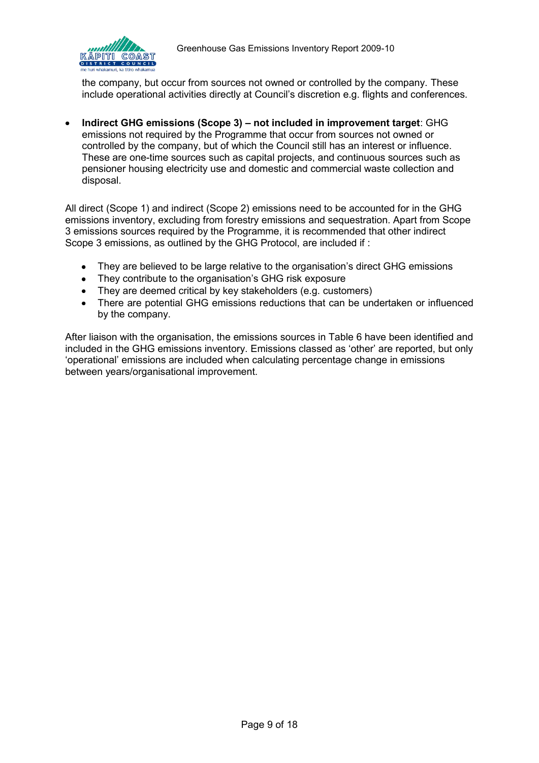the company, but occur from sources not owned or controlled by the company. These include operational activities directly at Council's discretion e.g. flights and conferences.

- **Indirect GHG emissions (Scope 3) – not included in improvement target**: GHG emissions not required by the Programme that occur from sources not owned or controlled by the company, but of which the Council still has an interest or influence. These are one-time sources such as capital projects, and continuous sources such as pensioner housing electricity use and domestic and commercial waste collection and disposal.

All direct (Scope 1) and indirect (Scope 2) emissions need to be accounted for in the GHG emissions inventory, excluding from forestry emissions and sequestration. Apart from Scope 3 emissions sources required by the Programme, it is recommended that other indirect Scope 3 emissions, as outlined by the GHG Protocol, are included if :

- They are believed to be large relative to the organisation's direct GHG emissions
- They contribute to the organisation's GHG risk exposure
- They are deemed critical by key stakeholders (e.g. customers)
- There are potential GHG emissions reductions that can be undertaken or influenced by the company.

After liaison with the organisation, the emissions sources in Table 6 have been identified and included in the GHG emissions inventory. Emissions classed as 'other' are reported, but only 'operational' emissions are included when calculating percentage change in emissions between years/organisational improvement.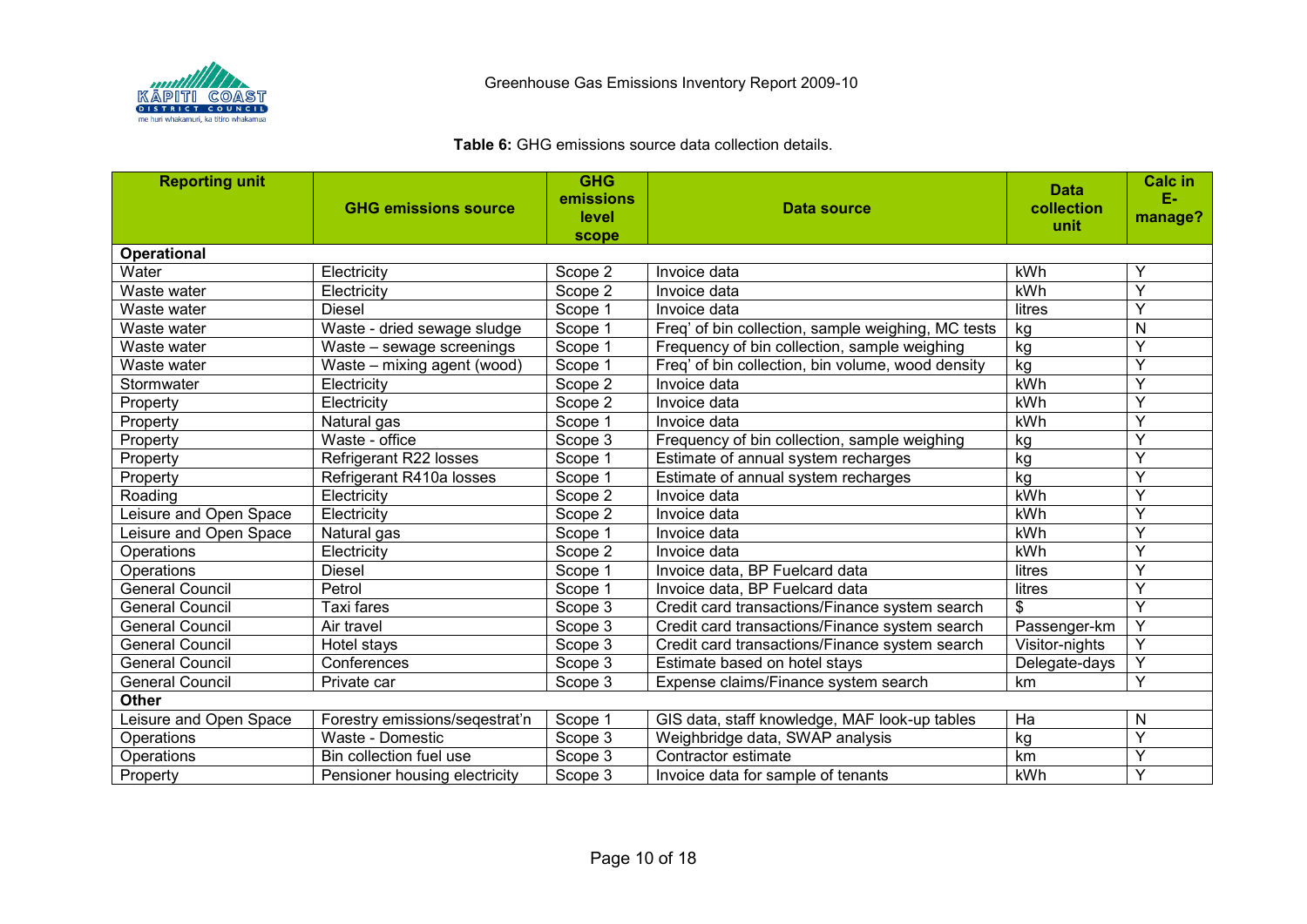**Table 6:** GHG emissions source data collection details.

| Reporting unit | GHG emissions source | GHG emissions level scope | Data source | Data collection unit | Calc in E-manage? |
|---|---|---|---|---|---|
| **Operational** | | | | | |
| Water | Electricity | Scope 2 | Invoice data | kWh | Y |
| Waste water | Electricity | Scope 2 | Invoice data | kWh | Y |
| Waste water | Diesel | Scope 1 | Invoice data | litres | Y |
| Waste water | Waste - dried sewage sludge | Scope 1 | Freq' of bin collection, sample weighing, MC tests | kg | N |
| Waste water | Waste – sewage screenings | Scope 1 | Frequency of bin collection, sample weighing | kg | Y |
| Waste water | Waste – mixing agent (wood) | Scope 1 | Freq' of bin collection, bin volume, wood density | kg | Y |
| Stormwater | Electricity | Scope 2 | Invoice data | kWh | Y |
| Property | Electricity | Scope 2 | Invoice data | kWh | Y |
| Property | Natural gas | Scope 1 | Invoice data | kWh | Y |
| Property | Waste - office | Scope 3 | Frequency of bin collection, sample weighing | kg | Y |
| Property | Refrigerant R22 losses | Scope 1 | Estimate of annual system recharges | kg | Y |
| Property | Refrigerant R410a losses | Scope 1 | Estimate of annual system recharges | kg | Y |
| Roading | Electricity | Scope 2 | Invoice data | kWh | Y |
| Leisure and Open Space | Electricity | Scope 2 | Invoice data | kWh | Y |
| Leisure and Open Space | Natural gas | Scope 1 | Invoice data | kWh | Y |
| Operations | Electricity | Scope 2 | Invoice data | kWh | Y |
| Operations | Diesel | Scope 1 | Invoice data, BP Fuelcard data | litres | Y |
| General Council | Petrol | Scope 1 | Invoice data, BP Fuelcard data | litres | Y |
| General Council | Taxi fares | Scope 3 | Credit card transactions/Finance system search | $ | Y |
| General Council | Air travel | Scope 3 | Credit card transactions/Finance system search | Passenger-km | Y |
| General Council | Hotel stays | Scope 3 | Credit card transactions/Finance system search | Visitor-nights | Y |
| General Council | Conferences | Scope 3 | Estimate based on hotel stays | Delegate-days | Y |
| General Council | Private car | Scope 3 | Expense claims/Finance system search | km | Y |
| **Other** | | | | | |
| Leisure and Open Space | Forestry emissions/seqestrat'n | Scope 1 | GIS data, staff knowledge, MAF look-up tables | Ha | N |
| Operations | Waste - Domestic | Scope 3 | Weighbridge data, SWAP analysis | kg | Y |
| Operations | Bin collection fuel use | Scope 3 | Contractor estimate | km | Y |
| Property | Pensioner housing electricity | Scope 3 | Invoice data for sample of tenants | kWh | Y |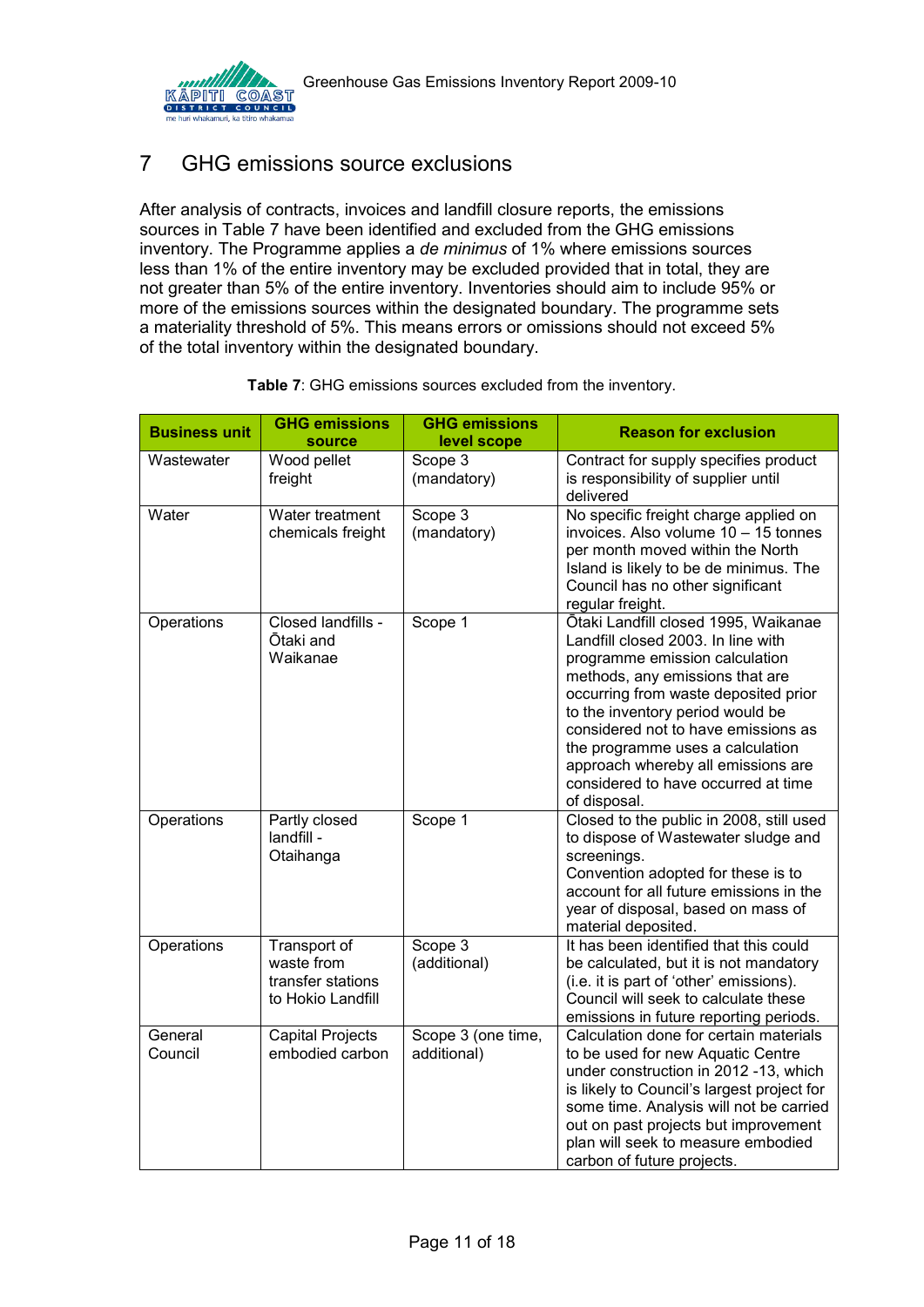# 7 GHG emissions source exclusions

After analysis of contracts, invoices and landfill closure reports, the emissions sources in Table 7 have been identified and excluded from the GHG emissions inventory. The Programme applies a *de minimus* of 1% where emissions sources less than 1% of the entire inventory may be excluded provided that in total, they are not greater than 5% of the entire inventory. Inventories should aim to include 95% or more of the emissions sources within the designated boundary. The programme sets a materiality threshold of 5%. This means errors or omissions should not exceed 5% of the total inventory within the designated boundary.

**Table 7**: GHG emissions sources excluded from the inventory.

| Business unit | GHG emissions source | GHG emissions level scope | Reason for exclusion |
|---|---|---|---|
| Wastewater | Wood pellet freight | Scope 3 (mandatory) | Contract for supply specifies product is responsibility of supplier until delivered |
| Water | Water treatment chemicals freight | Scope 3 (mandatory) | No specific freight charge applied on invoices. Also volume 10 – 15 tonnes per month moved within the North Island is likely to be de minimus. The Council has no other significant regular freight. |
| Operations | Closed landfills - Ōtaki and Waikanae | Scope 1 | Ōtaki Landfill closed 1995, Waikanae Landfill closed 2003. In line with programme emission calculation methods, any emissions that are occurring from waste deposited prior to the inventory period would be considered not to have emissions as the programme uses a calculation approach whereby all emissions are considered to have occurred at time of disposal. |
| Operations | Partly closed landfill - Otaihanga | Scope 1 | Closed to the public in 2008, still used to dispose of Wastewater sludge and screenings.<br>Convention adopted for these is to account for all future emissions in the year of disposal, based on mass of material deposited. |
| Operations | Transport of waste from transfer stations to Hokio Landfill | Scope 3 (additional) | It has been identified that this could be calculated, but it is not mandatory (i.e. it is part of 'other' emissions). Council will seek to calculate these emissions in future reporting periods. |
| General Council | Capital Projects embodied carbon | Scope 3 (one time, additional) | Calculation done for certain materials to be used for new Aquatic Centre under construction in 2012 -13, which is likely to Council's largest project for some time. Analysis will not be carried out on past projects but improvement plan will seek to measure embodied carbon of future projects. |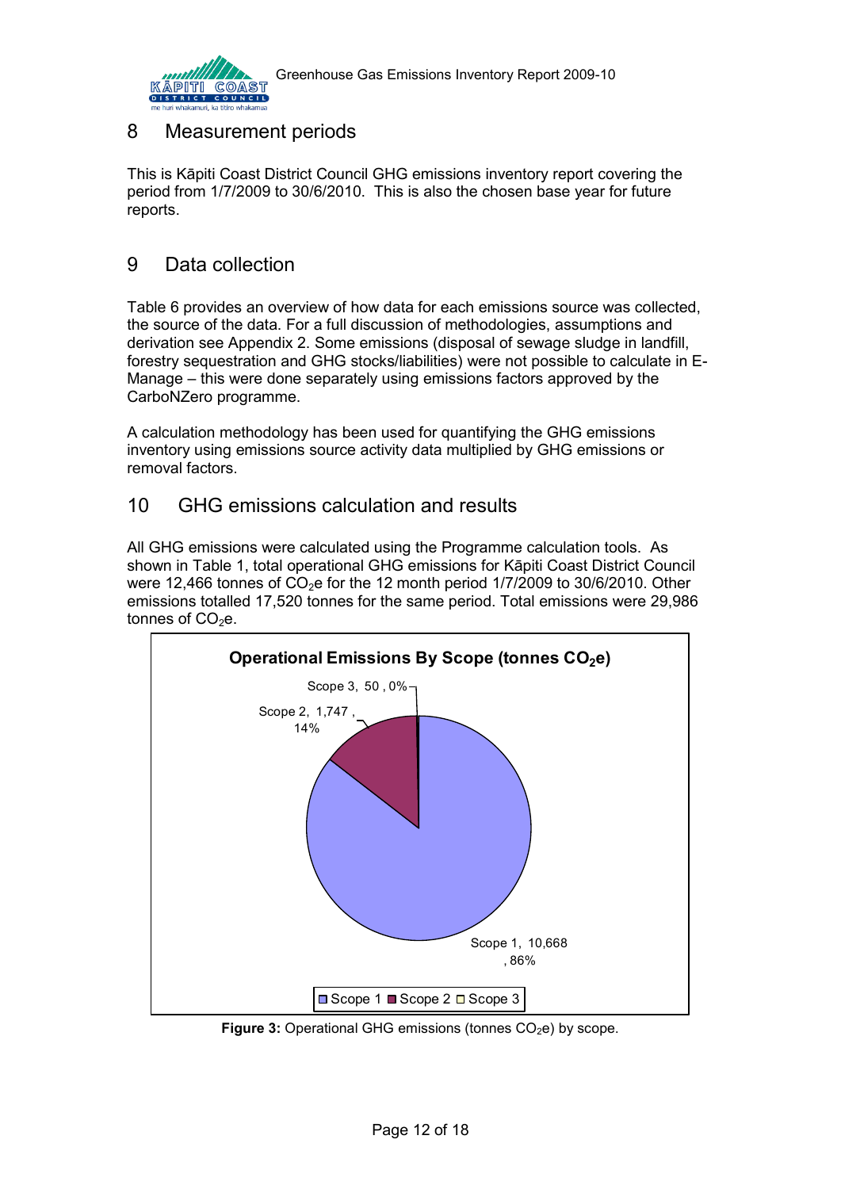## 8 Measurement periods

This is Kāpiti Coast District Council GHG emissions inventory report covering the period from 1/7/2009 to 30/6/2010. This is also the chosen base year for future reports.

## 9 Data collection

Table 6 provides an overview of how data for each emissions source was collected, the source of the data. For a full discussion of methodologies, assumptions and derivation see Appendix 2. Some emissions (disposal of sewage sludge in landfill, forestry sequestration and GHG stocks/liabilities) were not possible to calculate in E-Manage – this were done separately using emissions factors approved by the CarboNZero programme.

A calculation methodology has been used for quantifying the GHG emissions inventory using emissions source activity data multiplied by GHG emissions or removal factors.

## 10 GHG emissions calculation and results

All GHG emissions were calculated using the Programme calculation tools. As shown in Table 1, total operational GHG emissions for Kāpiti Coast District Council were 12,466 tonnes of $CO_2$e for the 12 month period 1/7/2009 to 30/6/2010. Other emissions totalled 17,520 tonnes for the same period. Total emissions were 29,986 tonnes of $CO_2$e.

**Operational Emissions By Scope (tonnes $CO_2$e)**

Scope 3, 50, 0%

Scope 2, 1,747, 14%

Scope 1, 10,668, 86%

Scope 1 | Scope 2 | Scope 3

**Figure 3:** Operational GHG emissions (tonnes $CO_2$e) by scope.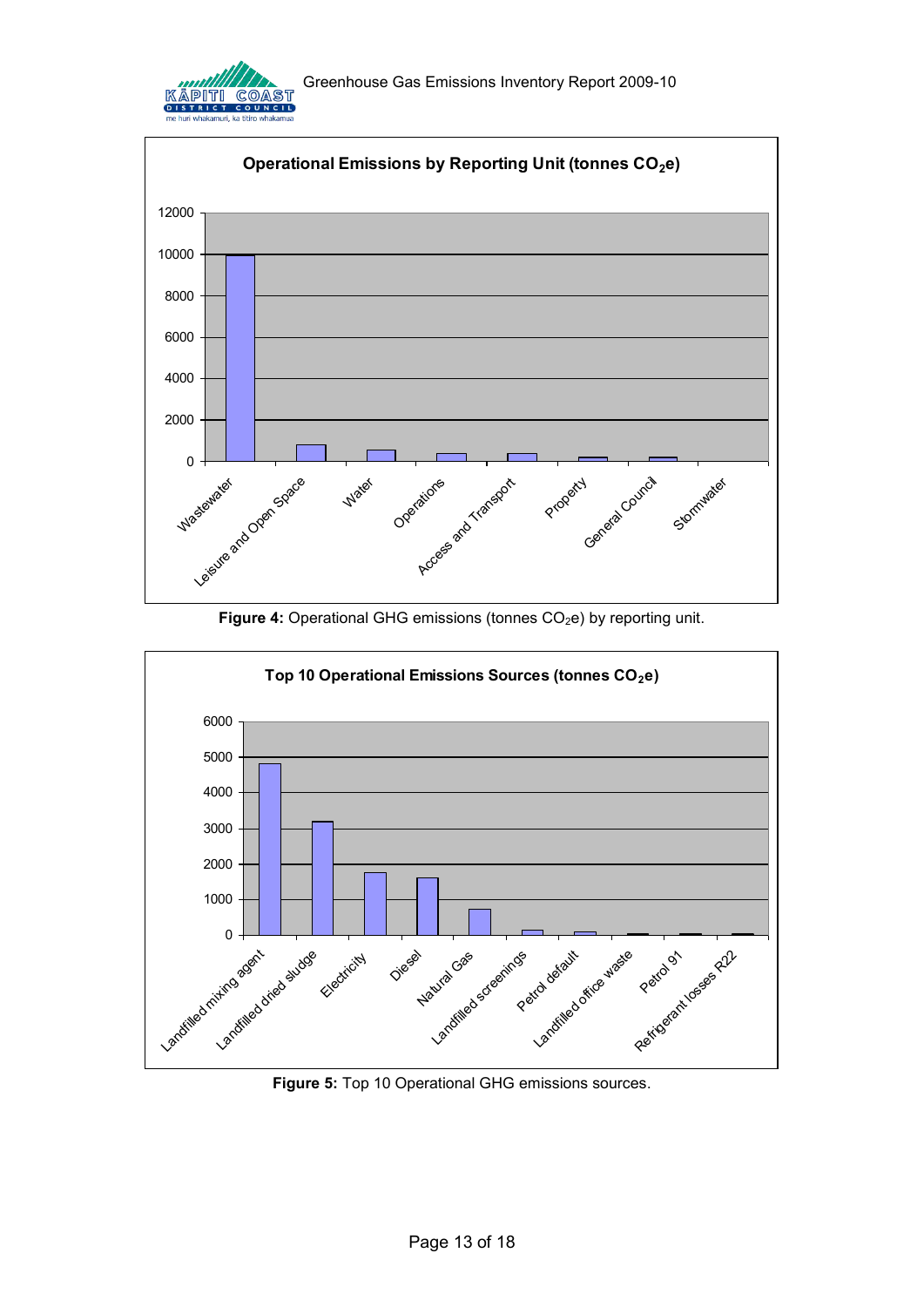Figure 4: Operational GHG emissions (tonnes $CO_2$e) by reporting unit.

Figure 5: Top 10 Operational GHG emissions sources.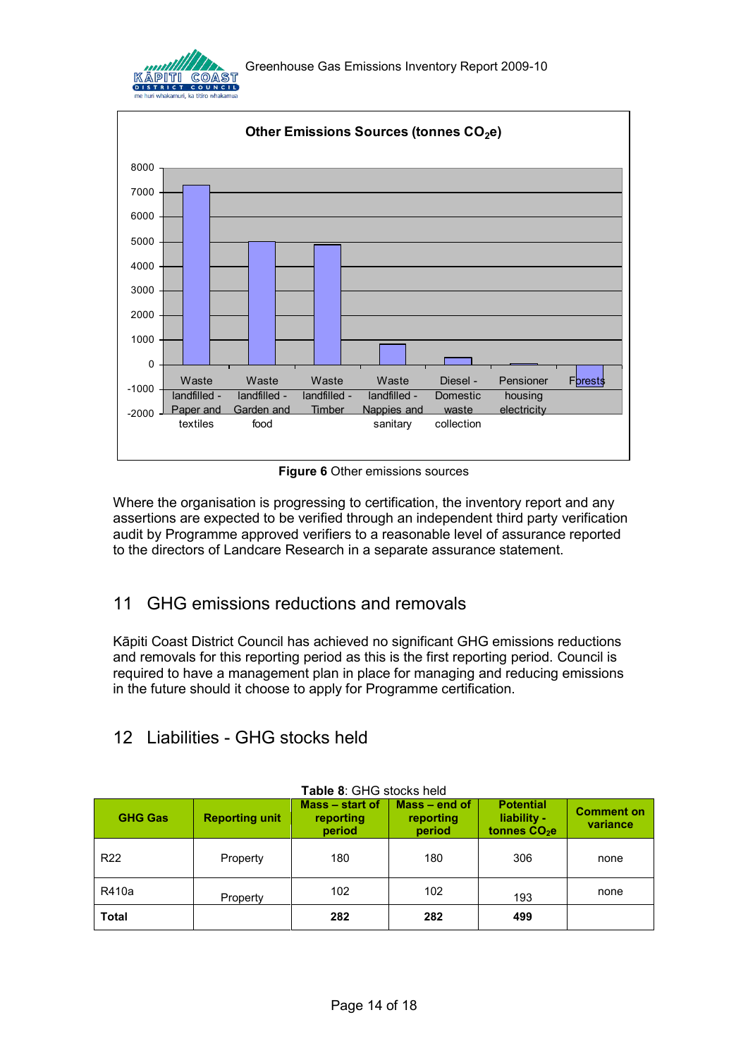Figure 6 Other emissions sources

Where the organisation is progressing to certification, the inventory report and any assertions are expected to be verified through an independent third party verification audit by Programme approved verifiers to a reasonable level of assurance reported to the directors of Landcare Research in a separate assurance statement.

## 11 GHG emissions reductions and removals

Kāpiti Coast District Council has achieved no significant GHG emissions reductions and removals for this reporting period as this is the first reporting period. Council is required to have a management plan in place for managing and reducing emissions in the future should it choose to apply for Programme certification.

## 12 Liabilities - GHG stocks held

**Table 8**: GHG stocks held

| GHG Gas | Reporting unit | Mass – start of reporting period | Mass – end of reporting period | Potential liability - tonnes $CO_2e$ | Comment on variance |
|---|---|---|---|---|---|
| R22 | Property | 180 | 180 | 306 | none |
| R410a | Property | 102 | 102 | 193 | none |
| **Total** | | **282** | **282** | **499** | |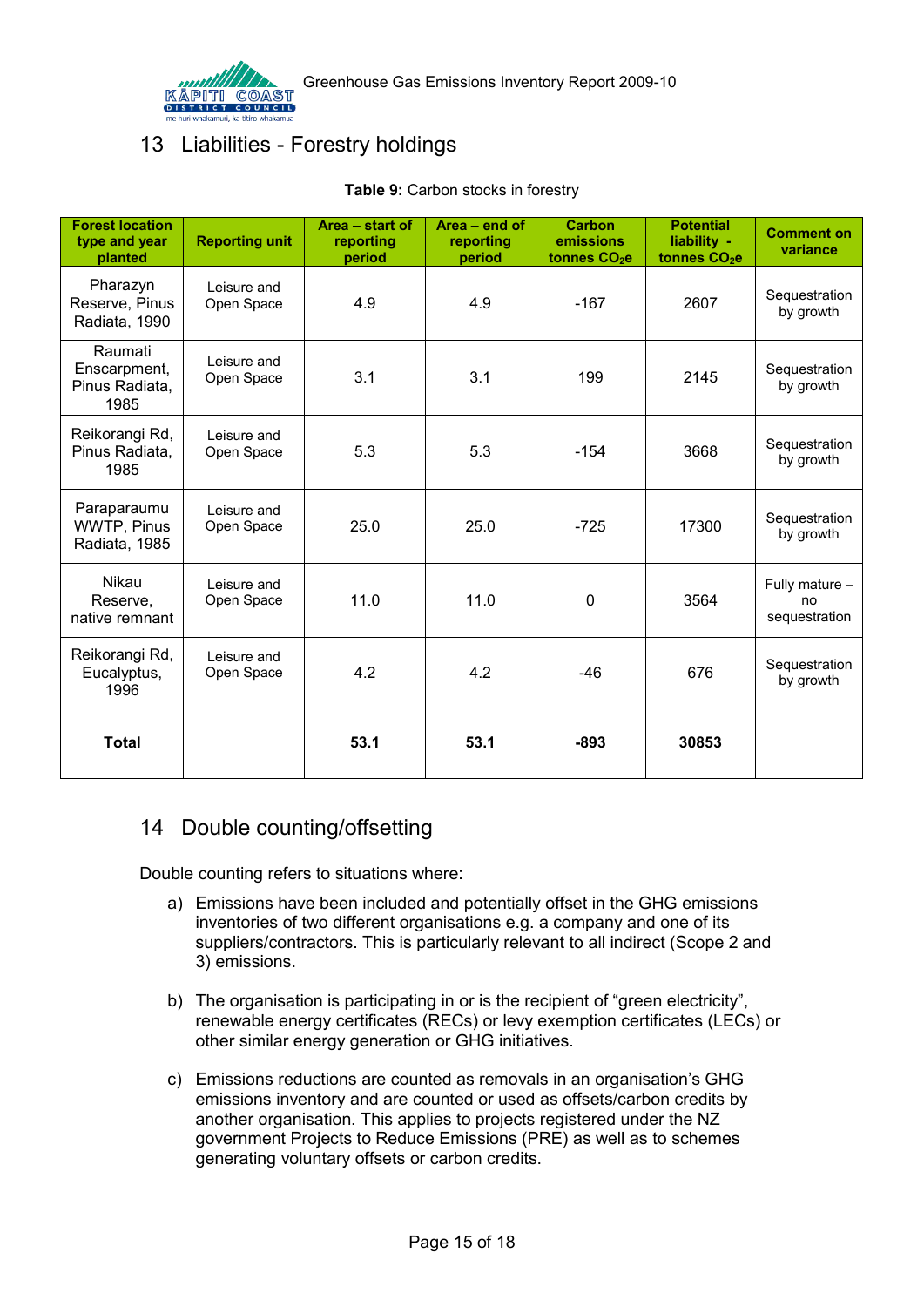## 13 Liabilities - Forestry holdings

**Table 9:** Carbon stocks in forestry

| Forest location type and year planted | Reporting unit | Area – start of reporting period | Area – end of reporting period | Carbon emissions tonnes $CO_2e$ | Potential liability - tonnes $CO_2e$ | Comment on variance |
|---|---|---|---|---|---|---|
| Pharazyn Reserve, Pinus Radiata, 1990 | Leisure and Open Space | 4.9 | 4.9 | -167 | 2607 | Sequestration by growth |
| Raumati Enscarpment, Pinus Radiata, 1985 | Leisure and Open Space | 3.1 | 3.1 | 199 | 2145 | Sequestration by growth |
| Reikorangi Rd, Pinus Radiata, 1985 | Leisure and Open Space | 5.3 | 5.3 | -154 | 3668 | Sequestration by growth |
| Paraparaumu WWTP, Pinus Radiata, 1985 | Leisure and Open Space | 25.0 | 25.0 | -725 | 17300 | Sequestration by growth |
| Nikau Reserve, native remnant | Leisure and Open Space | 11.0 | 11.0 | 0 | 3564 | Fully mature – no sequestration |
| Reikorangi Rd, Eucalyptus, 1996 | Leisure and Open Space | 4.2 | 4.2 | -46 | 676 | Sequestration by growth |
| **Total** | | **53.1** | **53.1** | **-893** | **30853** | |

## 14 Double counting/offsetting

Double counting refers to situations where:

a) Emissions have been included and potentially offset in the GHG emissions inventories of two different organisations e.g. a company and one of its suppliers/contractors. This is particularly relevant to all indirect (Scope 2 and 3) emissions.

b) The organisation is participating in or is the recipient of "green electricity", renewable energy certificates (RECs) or levy exemption certificates (LECs) or other similar energy generation or GHG initiatives.

c) Emissions reductions are counted as removals in an organisation's GHG emissions inventory and are counted or used as offsets/carbon credits by another organisation. This applies to projects registered under the NZ government Projects to Reduce Emissions (PRE) as well as to schemes generating voluntary offsets or carbon credits.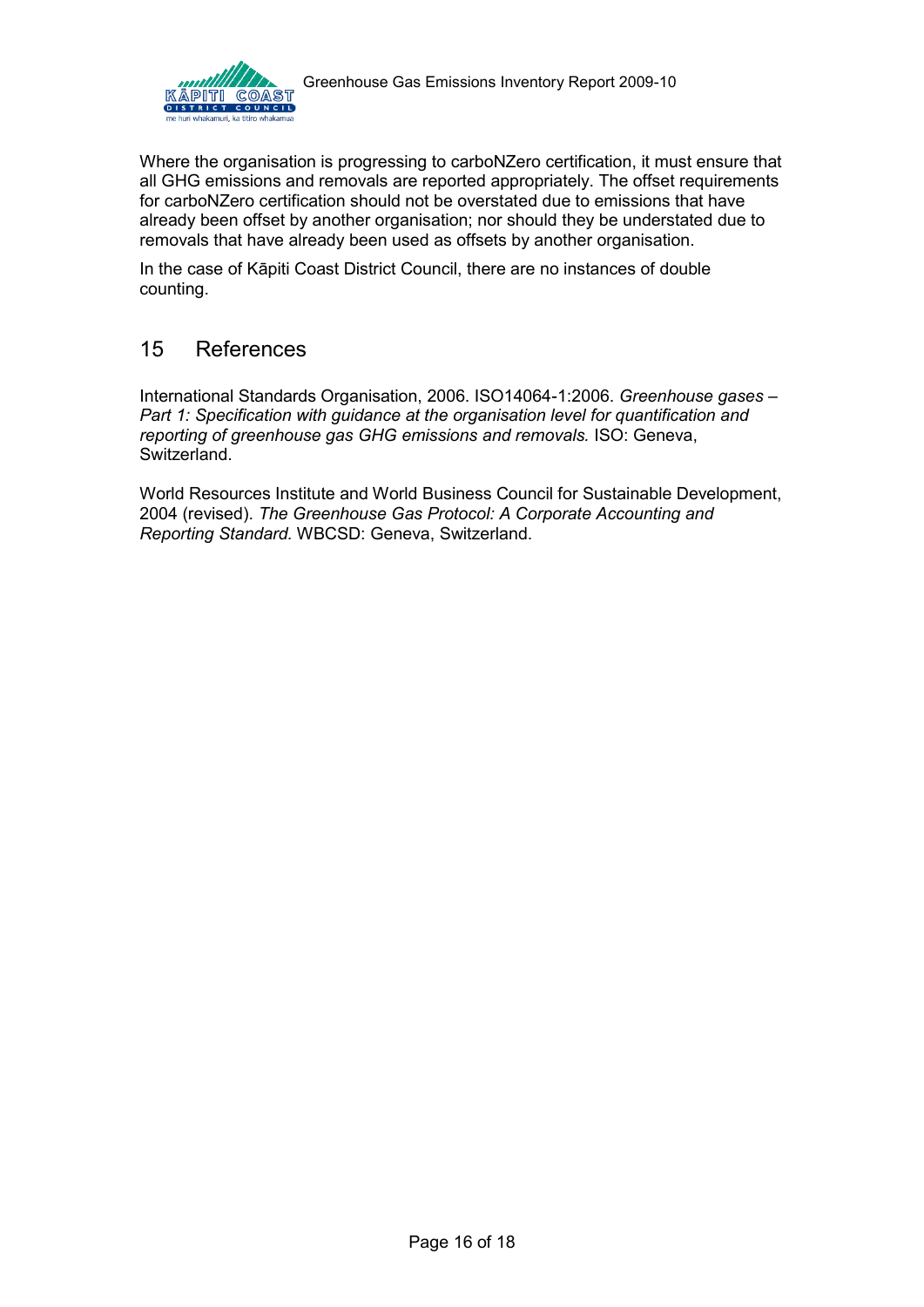Where the organisation is progressing to carboNZero certification, it must ensure that all GHG emissions and removals are reported appropriately. The offset requirements for carboNZero certification should not be overstated due to emissions that have already been offset by another organisation; nor should they be understated due to removals that have already been used as offsets by another organisation.

In the case of Kāpiti Coast District Council, there are no instances of double counting.

# 15 References

International Standards Organisation, 2006. ISO14064-1:2006. *Greenhouse gases – Part 1: Specification with guidance at the organisation level for quantification and reporting of greenhouse gas GHG emissions and removals.* ISO: Geneva, Switzerland.

World Resources Institute and World Business Council for Sustainable Development, 2004 (revised). *The Greenhouse Gas Protocol: A Corporate Accounting and Reporting Standard.* WBCSD: Geneva, Switzerland.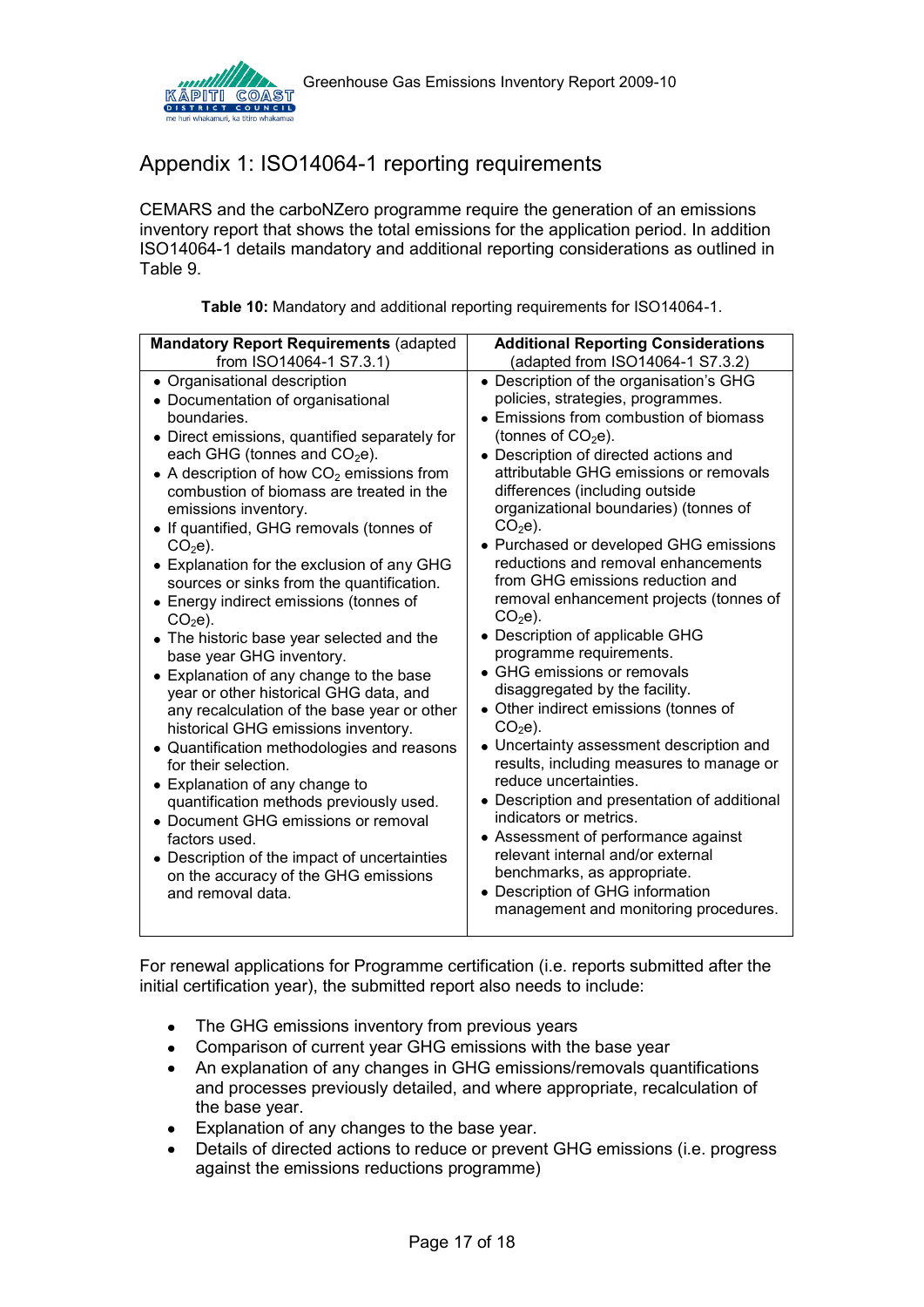# Appendix 1: ISO14064-1 reporting requirements

CEMARS and the carboNZero programme require the generation of an emissions inventory report that shows the total emissions for the application period. In addition ISO14064-1 details mandatory and additional reporting considerations as outlined in Table 9.

**Table 10:** Mandatory and additional reporting requirements for ISO14064-1.

| **Mandatory Report Requirements** (adapted from ISO14064-1 S7.3.1) | **Additional Reporting Considerations** (adapted from ISO14064-1 S7.3.2) |
|---|---|
| • Organisational description<br>• Documentation of organisational boundaries.<br>• Direct emissions, quantified separately for each GHG (tonnes and $CO_2$e).<br>• A description of how $CO_2$ emissions from combustion of biomass are treated in the emissions inventory.<br>• If quantified, GHG removals (tonnes of $CO_2$e).<br>• Explanation for the exclusion of any GHG sources or sinks from the quantification.<br>• Energy indirect emissions (tonnes of $CO_2$e).<br>• The historic base year selected and the base year GHG inventory.<br>• Explanation of any change to the base year or other historical GHG data, and any recalculation of the base year or other historical GHG emissions inventory.<br>• Quantification methodologies and reasons for their selection.<br>• Explanation of any change to quantification methods previously used.<br>• Document GHG emissions or removal factors used.<br>• Description of the impact of uncertainties on the accuracy of the GHG emissions and removal data. | • Description of the organisation's GHG policies, strategies, programmes.<br>• Emissions from combustion of biomass (tonnes of $CO_2$e).<br>• Description of directed actions and attributable GHG emissions or removals differences (including outside organizational boundaries) (tonnes of $CO_2$e).<br>• Purchased or developed GHG emissions reductions and removal enhancements from GHG emissions reduction and removal enhancement projects (tonnes of $CO_2$e).<br>• Description of applicable GHG programme requirements.<br>• GHG emissions or removals disaggregated by the facility.<br>• Other indirect emissions (tonnes of $CO_2$e).<br>• Uncertainty assessment description and results, including measures to manage or reduce uncertainties.<br>• Description and presentation of additional indicators or metrics.<br>• Assessment of performance against relevant internal and/or external benchmarks, as appropriate.<br>• Description of GHG information management and monitoring procedures. |

For renewal applications for Programme certification (i.e. reports submitted after the initial certification year), the submitted report also needs to include:

- The GHG emissions inventory from previous years
- Comparison of current year GHG emissions with the base year
- An explanation of any changes in GHG emissions/removals quantifications and processes previously detailed, and where appropriate, recalculation of the base year.
- Explanation of any changes to the base year.
- Details of directed actions to reduce or prevent GHG emissions (i.e. progress against the emissions reductions programme)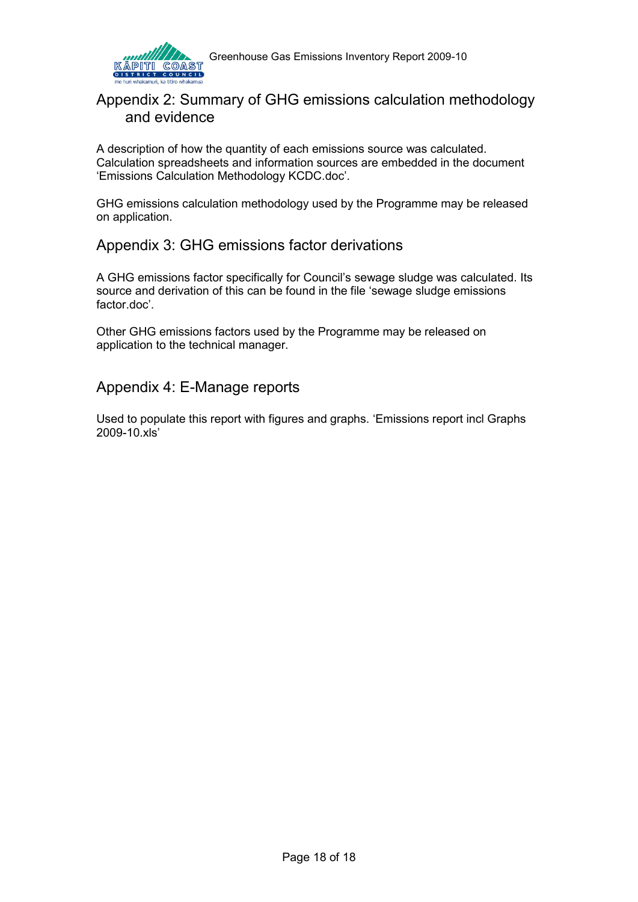## Appendix 2: Summary of GHG emissions calculation methodology and evidence

A description of how the quantity of each emissions source was calculated. Calculation spreadsheets and information sources are embedded in the document 'Emissions Calculation Methodology KCDC.doc'.

GHG emissions calculation methodology used by the Programme may be released on application.

## Appendix 3: GHG emissions factor derivations

A GHG emissions factor specifically for Council's sewage sludge was calculated. Its source and derivation of this can be found in the file 'sewage sludge emissions factor.doc'.

Other GHG emissions factors used by the Programme may be released on application to the technical manager.

## Appendix 4: E-Manage reports

Used to populate this report with figures and graphs. 'Emissions report incl Graphs 2009-10.xls'